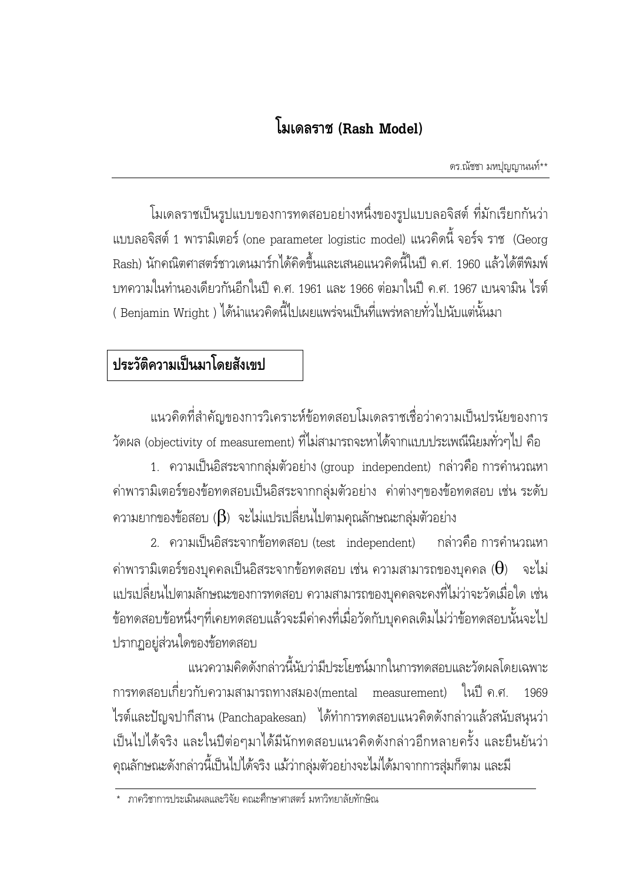# โมเดลราช (Rash Model)

ดร.ณัชชา มหปุญญานนท์**

โมเดลราชเป็นรูปแบบของการทดสอบอย่างหนึ่งของรูปแบบลอจิสต์ ที่มักเรียกกันว่า แบบลอจิสต์ 1 พารามิเตอร์ (one parameter logistic model) แนวคิดนี้ จอร์จ ราช (Georg Rash) นักคณิตศาสตร์ชาวเดนมาร์กได้คิดขึ้นและเสนอแนวคิดนี้ในปี ค.ศ. 1960 แล้วได้ตีพิมพ์บทความในทำนองเดียวกันอีกในปี ค.ศ. 1961 และ 1966 ต่อมาในปี ค.ศ. 1967 เบนจามิน ไรต์ ( Benjamin Wright ) ได้นำแนวคิดนี้ไปเผยแพร่จนเป็นที่แพร่หลายทั่วไปนับแต่นั้นมา

## ประวัติความเป็นมาโดยสังเขป

แนวคิดที่สำคัญของการวิเคราะห์ข้อทดสอบโมเดลราชเชื่อว่าความเป็นปรนัยของการวัดผล (objectivity of measurement) ที่ไม่สามารถจะหาได้จากแบบประเพณีนิยมทั่วๆไป คือ

1. ความเป็นอิสระจากกลุ่มตัวอย่าง (group independent) กล่าวคือ การคำนวณหาค่าพารามิเตอร์ของข้อทดสอบเป็นอิสระจากกลุ่มตัวอย่าง ค่าต่างๆของข้อทดสอบ เช่น ระดับความยากของข้อสอบ ($\beta$) จะไม่แปรเปลี่ยนไปตามคุณลักษณะกลุ่มตัวอย่าง

2. ความเป็นอิสระจากข้อทดสอบ (test independent) กล่าวคือ การคำนวณหาค่าพารามิเตอร์ของบุคคลเป็นอิสระจากข้อทดสอบ เช่น ความสามารถของบุคคล ($\theta$) จะไม่แปรเปลี่ยนไปตามลักษณะของการทดสอบ ความสามารถของบุคคลจะคงที่ไม่ว่าจะวัดเมื่อใด เช่น ข้อทดสอบข้อหนึ่งๆที่เคยทดสอบแล้วจะมีค่าคงที่เมื่อวัดกับบุคคลเดิมไม่ว่าข้อทดสอบนั้นจะไปปรากฏอยู่ส่วนใดของข้อทดสอบ

แนวความคิดดังกล่าวนี้นับว่ามีประโยชน์มากในการทดสอบและวัดผลโดยเฉพาะการทดสอบเกี่ยวกับความสามารถทางสมอง(mental measurement) ในปี ค.ศ. 1969 ไรต์และปัญจปากีสาน (Panchapakesan) ได้ทำการทดสอบแนวคิดดังกล่าวแล้วสนับสนุนว่าเป็นไปได้จริง และในปีต่อๆมาได้มีนักทดสอบแนวคิดดังกล่าวอีกหลายครั้ง และยืนยันว่าคุณลักษณะดังกล่าวนี้เป็นไปได้จริง แม้ว่ากลุ่มตัวอย่างจะไม่ได้มาจากการสุ่มก็ตาม และมี

---

\* ภาควิชาการประเมินผลและวิจัย คณะศึกษาศาสตร์ มหาวิทยาลัยทักษิณ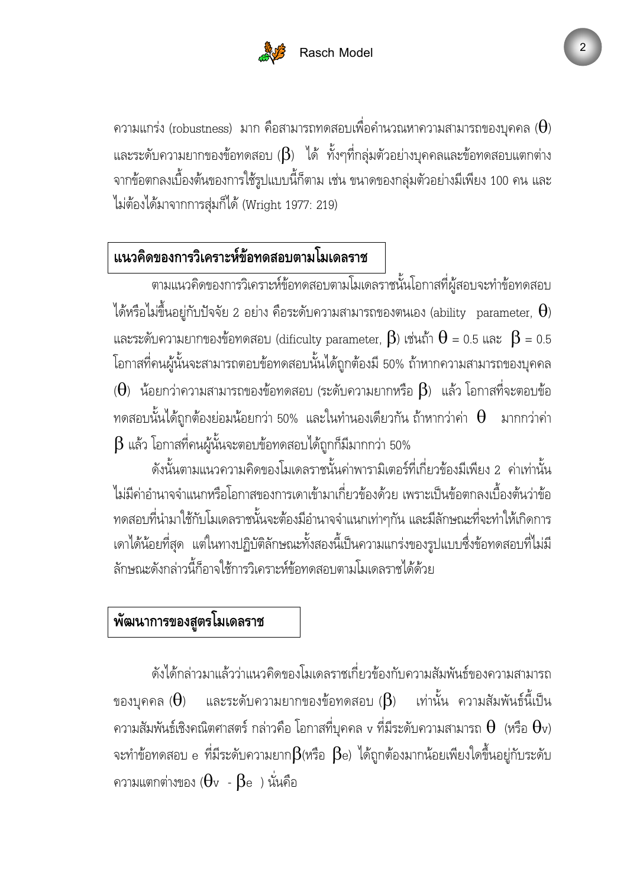ความแกร่ง (robustness) มาก คือสามารถทดสอบเพื่อคำนวณหาความสามารถของบุคคล ($\theta$) และระดับความยากของข้อทดสอบ ($\beta$) ได้ ทั้งๆที่กลุ่มตัวอย่างบุคคลและข้อทดสอบแตกต่างจากข้อตกลงเบื้องต้นของการใช้รูปแบบนี้ก็ตาม เช่น ขนาดของกลุ่มตัวอย่างมีเพียง 100 คน และไม่ต้องได้มาจากการสุ่มก็ได้ (Wright 1977: 219)

## แนวคิดของการวิเคราะห์ข้อทดสอบตามโมเดลราช

ตามแนวคิดของการวิเคราะห์ข้อทดสอบตามโมเดลราชนั้นโอกาสที่ผู้สอบจะทำข้อทดสอบได้หรือไม่ขึ้นอยู่กับปัจจัย 2 อย่าง คือระดับความสามารถของตนเอง (ability parameter, $\theta$) และระดับความยากของข้อทดสอบ (dificulty parameter, $\beta$) เช่นถ้า $\theta = 0.5$ และ $\beta = 0.5$ โอกาสที่คนผู้นั้นจะสามารถตอบข้อทดสอบนั้นได้ถูกต้องมี 50% ถ้าหากความสามารถของบุคคล ($\theta$) น้อยกว่าความสามารถของข้อทดสอบ (ระดับความยากหรือ $\beta$) แล้ว โอกาสที่จะตอบข้อทดสอบนั้นได้ถูกต้องย่อมน้อยกว่า 50% และในทำนองเดียวกัน ถ้าหากว่าค่า $\theta$ มากกว่าค่า $\beta$ แล้ว โอกาสที่คนผู้นั้นจะตอบข้อทดสอบได้ถูกก็มีมากกว่า 50%

ดังนั้นตามแนวความคิดของโมเดลราชนั้นค่าพารามิเตอร์ที่เกี่ยวข้องมีเพียง 2 ค่าเท่านั้น ไม่มีค่าอำนาจจำแนกหรือโอกาสของการเดาเข้ามาเกี่ยวข้องด้วย เพราะเป็นข้อตกลงเบื้องต้นว่าข้อทดสอบที่นำมาใช้กับโมเดลราชนั้นจะต้องมีอำนาจจำแนกเท่าๆกัน และมีลักษณะที่จะทำให้เกิดการเดาได้น้อยที่สุด แต่ในทางปฏิบัติลักษณะทั้งสองนี้เป็นความแกร่งของรูปแบบซึ่งข้อทดสอบที่ไม่มีลักษณะดังกล่าวนี้ก็อาจใช้การวิเคราะห์ข้อทดสอบตามโมเดลราชได้ด้วย

## พัฒนาการของสูตรโมเดลราช

ดังได้กล่าวมาแล้วว่าแนวคิดของโมเดลราชเกี่ยวข้องกับความสัมพันธ์ของความสามารถของบุคคล ($\theta$) และระดับความยากของข้อทดสอบ ($\beta$) เท่านั้น ความสัมพันธ์นี้เป็นความสัมพันธ์เชิงคณิตศาสตร์ กล่าวคือ โอกาสที่บุคคล v ที่มีระดับความสามารถ $\theta$ (หรือ $\theta_v$) จะทำข้อทดสอบ e ที่มีระดับความยาก$\beta$(หรือ $\beta_e$) ได้ถูกต้องมากน้อยเพียงใดขึ้นอยู่กับระดับความแตกต่างของ ($\theta_v - \beta_e$ ) นั่นคือ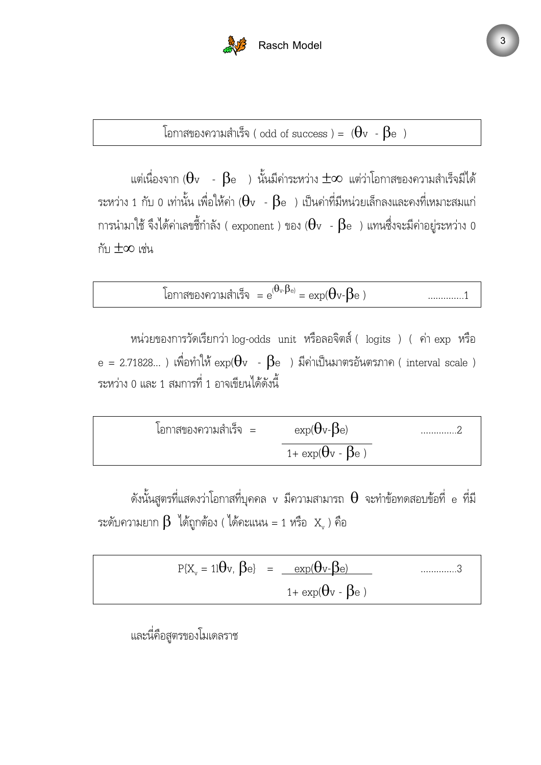โอกาสของความสำเร็จ ( odd of success ) = $(\theta_v - \beta_e)$

แต่เนื่องจาก $(\theta_v - \beta_e)$ นั้นมีค่าระหว่าง $\pm\infty$ แต่ว่าโอกาสของความสำเร็จมีได้ระหว่าง 1 กับ 0 เท่านั้น เพื่อให้ค่า $(\theta_v - \beta_e)$ เป็นค่าที่มีหน่วยเล็กลงและคงที่เหมาะสมแก่การนำมาใช้ จึงได้ค่าเลขชี้กำลัง ( exponent ) ของ $(\theta_v - \beta_e)$ แทนซึ่งจะมีค่าอยู่ระหว่าง 0 กับ $\pm\infty$ เช่น

$$\text{โอกาสของความสำเร็จ} = e^{(\theta_v - \beta_e)} = \exp(\theta_v - \beta_e) \qquad \text{.............1}$$

หน่วยของการวัดเรียกว่า log-odds unit หรือลอจิตส์ ( logits ) ( ค่า exp หรือ e = 2.71828... ) เพื่อทำให้ $\exp(\theta_v - \beta_e)$ มีค่าเป็นมาตรอันตรภาค ( interval scale ) ระหว่าง 0 และ 1 สมการที่ 1 อาจเขียนได้ดังนี้

$$\text{โอกาสของความสำเร็จ} = \frac{\exp(\theta_v - \beta_e)}{1 + \exp(\theta_v - \beta_e)} \qquad \text{.............2}$$

ดังนั้นสูตรที่แสดงว่าโอกาสที่บุคคล v มีความสามารถ $\theta$ จะทำข้อทดสอบข้อที่ e ที่มีระดับความยาก $\beta$ ได้ถูกต้อง ( ได้คะแนน = 1 หรือ $X_v$ ) คือ

$$P\{X_v = 1|\theta_v, \beta_e\} = \frac{\exp(\theta_v - \beta_e)}{1 + \exp(\theta_v - \beta_e)} \qquad \text{.............3}$$

และนี่คือสูตรของโมเดลราช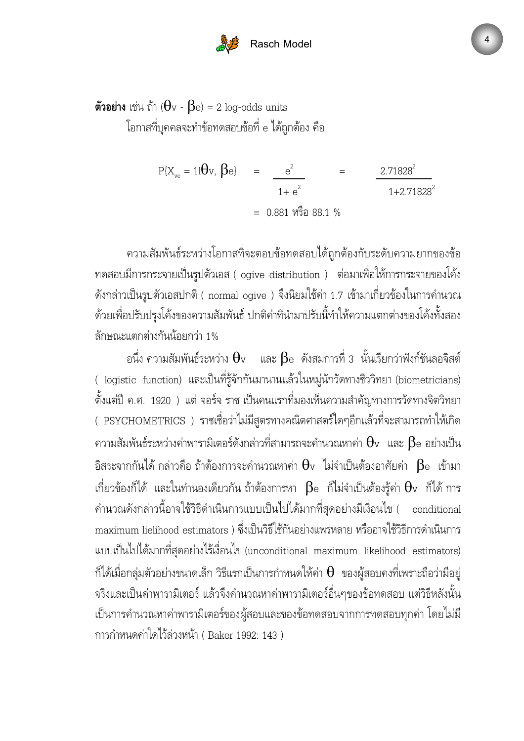**ตัวอย่าง** เช่น ถ้า ($\theta_v$ - $\beta_e$) = 2 log-odds units

โอกาสที่บุคคลจะทำข้อทดสอบข้อที่ e ได้ถูกต้อง คือ

$$P\{X_{ve} = 1 | \theta_v, \beta_e\} = \frac{e^2}{1+e^2} = \frac{2.71828^2}{1+2.71828^2}$$

$$= 0.881 \text{ หรือ } 88.1 \%$$

ความสัมพันธ์ระหว่างโอกาสที่จะตอบข้อทดสอบได้ถูกต้องกับระดับความยากของข้อทดสอบมีการกระจายเป็นรูปตัวเอส ( ogive distribution ) ต่อมาเพื่อให้การกระจายของโค้งดังกล่าวเป็นรูปตัวเอสปกติ ( normal ogive ) จึงนิยมใช้ค่า 1.7 เข้ามาเกี่ยวข้องในการคำนวณด้วยเพื่อปรับปรุงโค้งของความสัมพันธ์ ปกติค่าที่นำมาปรับนี้ทำให้ความแตกต่างของโค้งทั้งสองลักษณะแตกต่างกันน้อยกว่า 1%

อนึ่ง ความสัมพันธ์ระหว่าง $\theta_v$ และ $\beta_e$ ดังสมการที่ 3 นั้นเรียกว่าฟังก์ชันลอจิสต์ ( logistic function) และเป็นที่รู้จักกันมานานแล้วในหมู่นักวัดทางชีววิทยา (biometricians) ตั้งแต่ปี ค.ศ. 1920 ) แต่ จอร์จ ราช เป็นคนแรกที่มองเห็นความสำคัญทางการวัดทางจิตวิทยา ( PSYCHOMETRICS ) ราชเชื่อว่าไม่มีสูตรทางคณิตศาสตร์ใดๆอีกแล้วที่จะสามารถทำให้เกิดความสัมพันธ์ระหว่างค่าพารามิเตอร์ดังกล่าวที่สามารถจะคำนวณหาค่า $\theta_v$ และ $\beta_e$ อย่างเป็นอิสระจากกันได้ กล่าวคือ ถ้าต้องการจะคำนวณหาค่า $\theta_v$ ไม่จำเป็นต้องอาศัยค่า $\beta_e$ เข้ามาเกี่ยวข้องก็ได้ และในทำนองเดียวกัน ถ้าต้องการหา $\beta_e$ ก็ไม่จำเป็นต้องรู้ค่า $\theta_v$ ก็ได้ การคำนวณดังกล่าวนี้อาจใช้วิธีดำเนินการแบบเป็นไปได้มากที่สุดอย่างมีเงื่อนไข ( conditional maximum lielihood estimators ) ซึ่งเป็นวิธีใช้กันอย่างแพร่หลาย หรืออาจใช้วิธีการดำเนินการแบบเป็นไปได้มากที่สุดอย่างไร้เงื่อนไข (unconditional maximum likelihood estimators) ก็ได้เมื่อกลุ่มตัวอย่างขนาดเล็ก วิธีแรกเป็นการกำหนดให้ค่า $\theta$ ของผู้สอบคงที่เพราะถือว่ามีอยู่จริงและเป็นค่าพารามิเตอร์ แล้วจึงคำนวณหาค่าพารามิเตอร์อื่นๆของข้อทดสอบ แต่วิธีหลังนั้นเป็นการคำนวณหาค่าพารามิเตอร์ของผู้สอบและของข้อทดสอบจากการทดสอบทุกค่า โดยไม่มีการกำหนดค่าใดไว้ล่วงหน้า ( Baker 1992: 143 )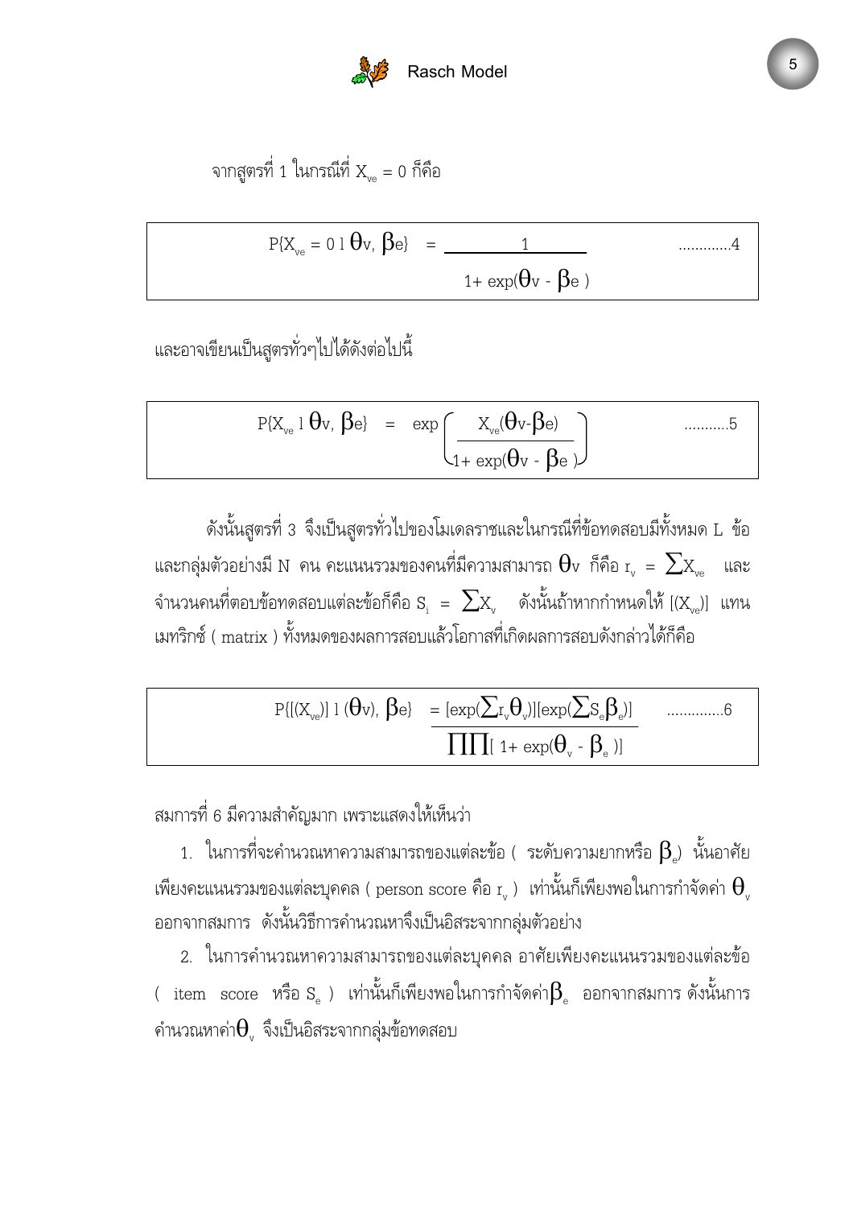จากสูตรที่ 1 ในกรณีที่ $X_{ve} = 0$ ก็คือ

$$P\{X_{ve} = 0 \mid \theta_v, \beta_e\} = \frac{1}{1 + \exp(\theta_v - \beta_e)} \qquad \text{.............4}$$

และอาจเขียนเป็นสูตรทั่วๆไปได้ดังต่อไปนี้

$$P\{X_{ve} \mid \theta_v, \beta_e\} = \exp\left(\frac{X_{ve}(\theta_v - \beta_e)}{1 + \exp(\theta_v - \beta_e)}\right) \qquad \text{...........5}$$

ดังนั้นสูตรที่ 3 จึงเป็นสูตรทั่วไปของโมเดลราชและในกรณีที่ข้อทดสอบมีทั้งหมด L ข้อ และกลุ่มตัวอย่างมี N คน คะแนนรวมของคนที่มีความสามารถ $\theta_v$ ก็คือ $r_v = \sum X_{ve}$ และจำนวนคนที่ตอบข้อทดสอบแต่ละข้อก็คือ $S_i = \sum X_v$ ดังนั้นถ้าหากกำหนดให้ $[(X_{ve})]$ แทนเมทริกซ์ ( matrix ) ทั้งหมดของผลการสอบแล้วโอกาสที่เกิดผลการสอบดังกล่าวได้ก็คือ

$$P\{[(X_{ve})] \mid (\theta_v), \beta_e\} = \frac{[\exp(\sum r_v \theta_v)][\exp(\sum S_e \beta_e)]}{\prod\prod[1 + \exp(\theta_v - \beta_e)]} \qquad \text{.............6}$$

สมการที่ 6 มีความสำคัญมาก เพราะแสดงให้เห็นว่า

1. ในการที่จะคำนวณหาความสามารถของแต่ละข้อ ( ระดับความยากหรือ $\beta_e$) นั้นอาศัยเพียงคะแนนรวมของแต่ละบุคคล ( person score คือ $r_v$ ) เท่านั้นก็เพียงพอในการกำจัดค่า $\theta_v$ ออกจากสมการ ดังนั้นวิธีการคำนวณหาจึงเป็นอิสระจากกลุ่มตัวอย่าง

2. ในการคำนวณหาความสามารถของแต่ละบุคคล อาศัยเพียงคะแนนรวมของแต่ละข้อ ( item score หรือ $S_e$ ) เท่านั้นก็เพียงพอในการกำจัดค่า$\beta_e$ ออกจากสมการ ดังนั้นการคำนวณหาค่า$\theta_v$ จึงเป็นอิสระจากกลุ่มข้อทดสอบ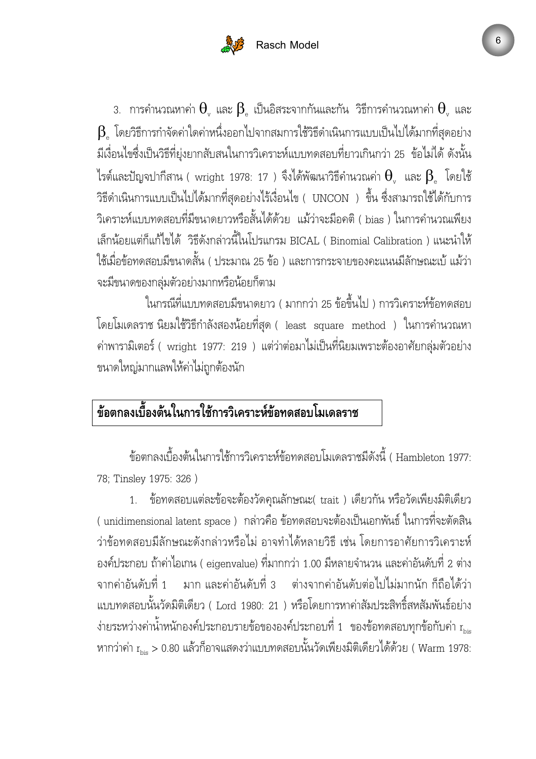3. การคำนวณหาค่า $\theta_v$ และ $\beta_e$ เป็นอิสระจากกันและกัน วิธีการคำนวณหาค่า $\theta_v$ และ $\beta_e$ โดยวิธีการกำจัดค่าใดค่าหนึ่งออกไปจากสมการใช้วิธีดำเนินการแบบเป็นไปได้มากที่สุดอย่างมีเงื่อนไขซึ่งเป็นวิธีที่ยุ่งยากสับสนในการวิเคราะห์แบบทดสอบที่ยาวเกินกว่า 25 ข้อไม่ได้ ดังนั้น ไรต์และปัญจปากีสาน ( wright 1978: 17 ) จึงได้พัฒนาวิธีคำนวณค่า $\theta_v$ และ $\beta_e$ โดยใช้วิธีดำเนินการแบบเป็นไปได้มากที่สุดอย่างไร้เงื่อนไข ( UNCON ) ขึ้น ซึ่งสามารถใช้ได้กับการวิเคราะห์แบบทดสอบที่มีขนาดยาวหรือสั้นได้ด้วย แม้ว่าจะมีอคติ ( bias ) ในการคำนวณเพียงเล็กน้อยแต่ก็แก้ไขได้ วิธีดังกล่าวนี้ในโปรแกรม BICAL ( Binomial Calibration ) แนะนำให้ใช้เมื่อข้อทดสอบมีขนาดสั้น ( ประมาณ 25 ข้อ ) และการกระจายของคะแนนมีลักษณะเบ้ แม้ว่าจะมีขนาดของกลุ่มตัวอย่างมากหรือน้อยก็ตาม

ในกรณีที่แบบทดสอบมีขนาดยาว ( มากกว่า 25 ข้อขึ้นไป ) การวิเคราะห์ข้อทดสอบโดยโมเดลราช นิยมใช้วิธีกำลังสองน้อยที่สุด ( least square method ) ในการคำนวณหาค่าพารามิเตอร์ ( wright 1977: 219 ) แต่ว่าต่อมาไม่เป็นที่นิยมเพราะต้องอาศัยกลุ่มตัวอย่างขนาดใหญ่มากแลพให้ค่าไม่ถูกต้องนัก

## ข้อตกลงเบื้องต้นในการใช้การวิเคราะห์ข้อทดสอบโมเดลราช

ข้อตกลงเบื้องต้นในการใช้การวิเคราะห์ข้อทดสอบโมเดลราชมีดังนี้ ( Hambleton 1977: 78; Tinsley 1975: 326 )

1. ข้อทดสอบแต่ละข้อจะต้องวัดคุณลักษณะ( trait ) เดียวกัน หรือวัดเพียงมิติเดียว ( unidimensional latent space ) กล่าวคือ ข้อทดสอบจะต้องเป็นเอกพันธ์ ในการที่จะตัดสินว่าข้อทดสอบมีลักษณะดังกล่าวหรือไม่ อาจทำได้หลายวิธี เช่น โดยการอาศัยการวิเคราะห์องค์ประกอบ ถ้าค่าไอเกน ( eigenvalue) ที่มากกว่า 1.00 มีหลายจำนวน และค่าอันดับที่ 2 ต่างจากค่าอันดับที่ 1 มาก และค่าอันดับที่ 3 ต่างจากค่าอันดับต่อไปไม่มากนัก ก็ถือได้ว่าแบบทดสอบนั้นวัดมิติเดียว ( Lord 1980: 21 ) หรือโดยการหาค่าสัมประสิทธิ์สหสัมพันธ์อย่างง่ายระหว่างค่าน้ำหนักองค์ประกอบรายข้อขององค์ประกอบที่ 1 ของข้อทดสอบทุกข้อกับค่า $r_{bis}$ หากว่าค่า $r_{bis} > 0.80$ แล้วก็อาจแสดงว่าแบบทดสอบนั้นวัดเพียงมิติเดียวได้ด้วย ( Warm 1978: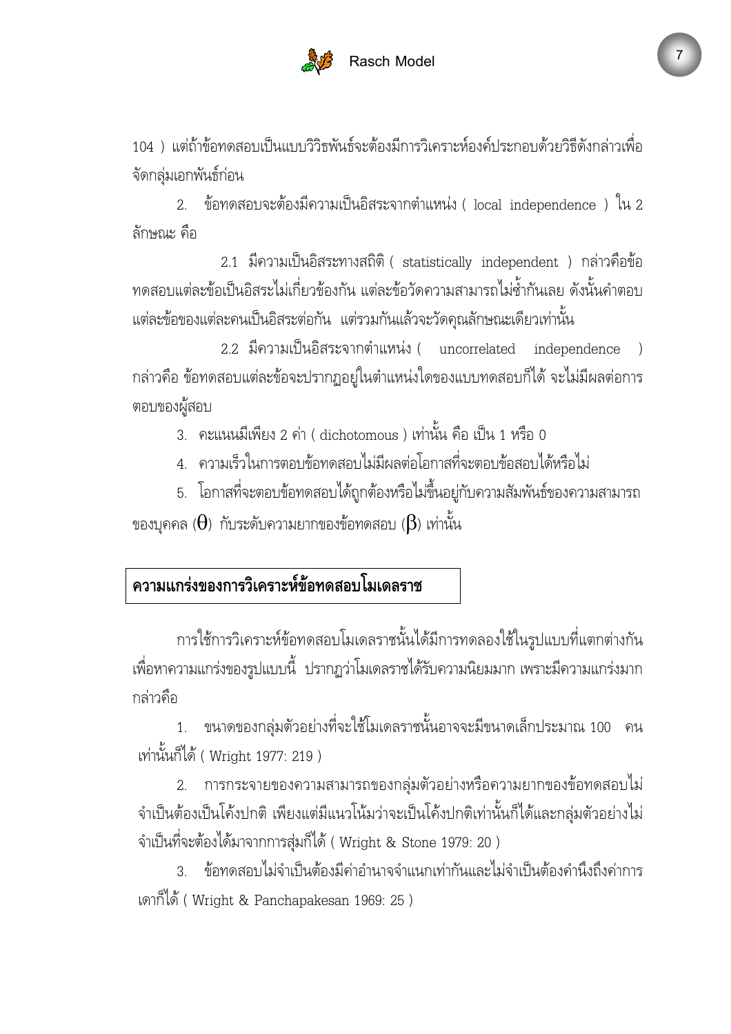104 ) แต่ถ้าข้อทดสอบเป็นแบบวิวิธพันธ์จะต้องมีการวิเคราะห์องค์ประกอบด้วยวิธีดังกล่าวเพื่อจัดกลุ่มเอกพันธ์ก่อน

2. ข้อทดสอบจะต้องมีความเป็นอิสระจากตำแหน่ง ( local independence ) ใน 2 ลักษณะ คือ

2.1 มีความเป็นอิสระทางสถิติ ( statistically independent ) กล่าวคือข้อทดสอบแต่ละข้อเป็นอิสระไม่เกี่ยวข้องกัน แต่ละข้อวัดความสามารถไม่ซ้ำกันเลย ดังนั้นคำตอบแต่ละข้อของแต่ละคนเป็นอิสระต่อกัน แต่รวมกันแล้วจะวัดคุณลักษณะเดียวเท่านั้น

2.2 มีความเป็นอิสระจากตำแหน่ง ( uncorrelated independence ) กล่าวคือ ข้อทดสอบแต่ละข้อจะปรากฏอยู่ในตำแหน่งใดของแบบทดสอบก็ได้ จะไม่มีผลต่อการตอบของผู้สอบ

3. คะแนนมีเพียง 2 ค่า ( dichotomous ) เท่านั้น คือ เป็น 1 หรือ 0

4. ความเร็วในการตอบข้อทดสอบไม่มีผลต่อโอกาสที่จะตอบข้อสอบได้หรือไม่

5. โอกาสที่จะตอบข้อทดสอบได้ถูกต้องหรือไม่ขึ้นอยู่กับความสัมพันธ์ของความสามารถของบุคคล ($\theta$) กับระดับความยากของข้อทดสอบ ($\beta$) เท่านั้น

## ความแกร่งของการวิเคราะห์ข้อทดสอบโมเดลราช

การใช้การวิเคราะห์ข้อทดสอบโมเดลราชนั้นได้มีการทดลองใช้ในรูปแบบที่แตกต่างกันเพื่อหาความแกร่งของรูปแบบนี้ ปรากฏว่าโมเดลราชได้รับความนิยมมาก เพราะมีความแกร่งมาก กล่าวคือ

1. ขนาดของกลุ่มตัวอย่างที่จะใช้โมเดลราชนั้นอาจจะมีขนาดเล็กประมาณ 100 คน เท่านั้นก็ได้ ( Wright 1977: 219 )

2. การกระจายของความสามารถของกลุ่มตัวอย่างหรือความยากของข้อทดสอบไม่จำเป็นต้องเป็นโค้งปกติ เพียงแต่มีแนวโน้มว่าจะเป็นโค้งปกติเท่านั้นก็ได้และกลุ่มตัวอย่างไม่จำเป็นที่จะต้องได้มาจากการสุ่มก็ได้ ( Wright & Stone 1979: 20 )

3. ข้อทดสอบไม่จำเป็นต้องมีค่าอำนาจจำแนกเท่ากันและไม่จำเป็นต้องคำนึงถึงค่าการเดาก็ได้ ( Wright & Panchapakesan 1969: 25 )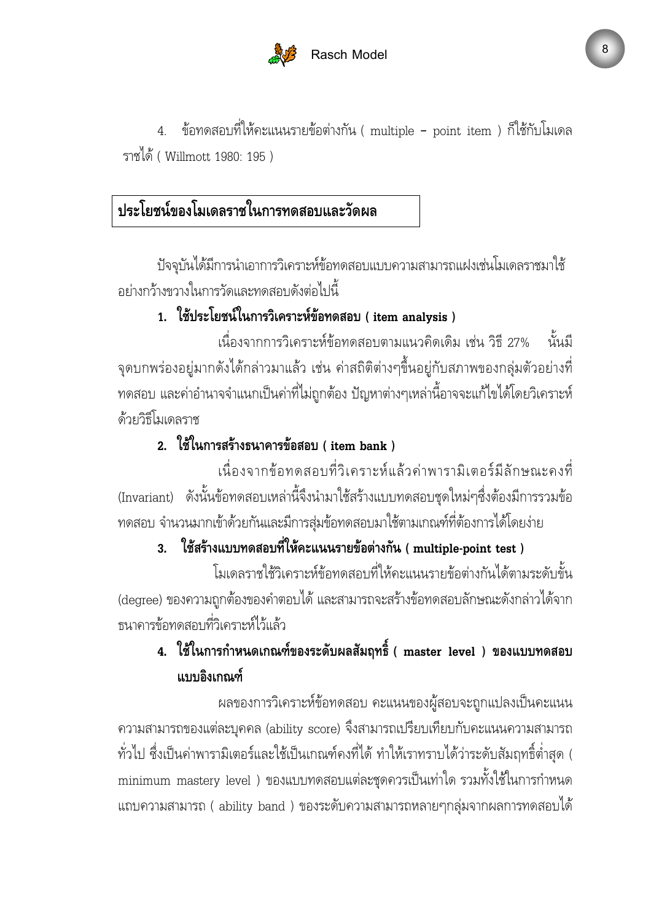4. ข้อทดสอบที่ให้คะแนนรายข้อต่างกัน ( multiple – point item ) ก็ใช้กับโมเดลราชได้ ( Willmott 1980: 195 )

## ประโยชน์ของโมเดลราชในการทดสอบและวัดผล

ปัจจุบันได้มีการนำเอาการวิเคราะห์ข้อทดสอบแบบความสามารถแฝงเช่นโมเดลราชมาใช้อย่างกว้างขวางในการวัดและทดสอบดังต่อไปนี้

**1. ใช้ประโยชน์ในการวิเคราะห์ข้อทดสอบ ( item analysis )**

เนื่องจากการวิเคราะห์ข้อทดสอบตามแนวคิดเดิม เช่น วิธี 27% นั้นมีจุดบกพร่องอยู่มากดังได้กล่าวมาแล้ว เช่น ค่าสถิติต่างๆขึ้นอยู่กับสภาพของกลุ่มตัวอย่างที่ทดสอบ และค่าอำนาจจำแนกเป็นค่าที่ไม่ถูกต้อง ปัญหาต่างๆเหล่านี้อาจจะแก้ไขได้โดยวิเคราะห์ด้วยวิธีโมเดลราช

**2. ใช้ในการสร้างธนาคารข้อสอบ ( item bank )**

เนื่องจากข้อทดสอบที่วิเคราะห์แล้วค่าพารามิเตอร์มีลักษณะคงที่ (Invariant) ดังนั้นข้อทดสอบเหล่านี้จึงนำมาใช้สร้างแบบทดสอบชุดใหม่ๆซึ่งต้องมีการรวมข้อทดสอบ จำนวนมากเข้าด้วยกันและมีการสุ่มข้อทดสอบมาใช้ตามเกณฑ์ที่ต้องการได้โดยง่าย

**3. ใช้สร้างแบบทดสอบที่ให้คะแนนรายข้อต่างกัน ( multiple-point test )**

โมเดลราชใช้วิเคราะห์ข้อทดสอบที่ให้คะแนนรายข้อต่างกันได้ตามระดับขั้น (degree) ของความถูกต้องของคำตอบได้ และสามารถจะสร้างข้อทดสอบลักษณะดังกล่าวได้จากธนาคารข้อทดสอบที่วิเคราะห์ไว้แล้ว

**4. ใช้ในการกำหนดเกณฑ์ของระดับผลสัมฤทธิ์ ( master level ) ของแบบทดสอบแบบอิงเกณฑ์**

ผลของการวิเคราะห์ข้อทดสอบ คะแนนของผู้สอบจะถูกแปลงเป็นคะแนนความสามารถของแต่ละบุคคล (ability score) จึงสามารถเปรียบเทียบกับคะแนนความสามารถทั่วไป ซึ่งเป็นค่าพารามิเตอร์และใช้เป็นเกณฑ์คงที่ได้ ทำให้เราทราบได้ว่าระดับสัมฤทธิ์ต่ำสุด ( minimum mastery level ) ของแบบทดสอบแต่ละชุดควรเป็นเท่าใด รวมทั้งใช้ในการกำหนดแถบความสามารถ ( ability band ) ของระดับความสามารถหลายๆกลุ่มจากผลการทดสอบได้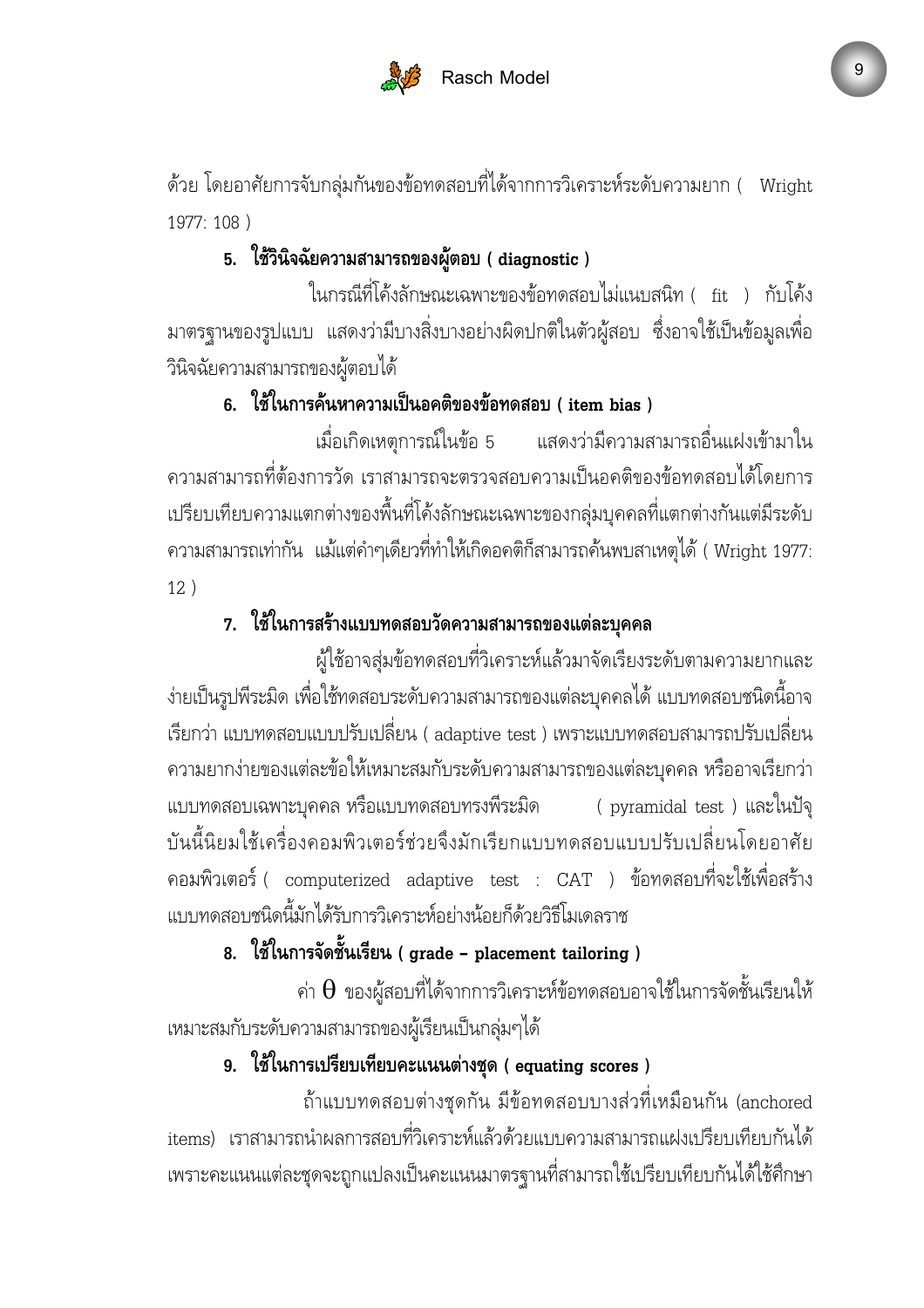ด้วย โดยอาศัยการจับกลุ่มกันของข้อทดสอบที่ได้จากการวิเคราะห์ระดับความยาก ( Wright 1977: 108 )

**5. ใช้วินิจฉัยความสามารถของผู้ตอบ ( diagnostic )**

ในกรณีที่โค้งลักษณะเฉพาะของข้อทดสอบไม่แนบสนิท ( fit ) กับโค้งมาตรฐานของรูปแบบ แสดงว่ามีบางสิ่งบางอย่างผิดปกติในตัวผู้สอบ ซึ่งอาจใช้เป็นข้อมูลเพื่อวินิจฉัยความสามารถของผู้ตอบได้

**6. ใช้ในการค้นหาความเป็นอคติของข้อทดสอบ ( item bias )**

เมื่อเกิดเหตุการณ์ในข้อ 5 แสดงว่ามีความสามารถอื่นแฝงเข้ามาในความสามารถที่ต้องการวัด เราสามารถจะตรวจสอบความเป็นอคติของข้อทดสอบได้โดยการเปรียบเทียบความแตกต่างของพื้นที่โค้งลักษณะเฉพาะของกลุ่มบุคคลที่แตกต่างกันแต่มีระดับความสามารถเท่ากัน แม้แต่คำๆเดียวที่ทำให้เกิดอคติก็สามารถค้นพบสาเหตุได้ ( Wright 1977: 12 )

**7. ใช้ในการสร้างแบบทดสอบวัดความสามารถของแต่ละบุคคล**

ผู้ใช้อาจสุ่มข้อทดสอบที่วิเคราะห์แล้วมาจัดเรียงระดับตามความยากและง่ายเป็นรูปพีระมิด เพื่อใช้ทดสอบระดับความสามารถของแต่ละบุคคลได้ แบบทดสอบชนิดนี้อาจเรียกว่า แบบทดสอบแบบปรับเปลี่ยน ( adaptive test ) เพราะแบบทดสอบสามารถปรับเปลี่ยนความยากง่ายของแต่ละข้อให้เหมาะสมกับระดับความสามารถของแต่ละบุคคล หรืออาจเรียกว่าแบบทดสอบเฉพาะบุคคล หรือแบบทดสอบทรงพีระมิด ( pyramidal test ) และในปัจจุบันนี้นิยมใช้เครื่องคอมพิวเตอร์ช่วยจึงมักเรียกแบบทดสอบแบบปรับเปลี่ยนโดยอาศัยคอมพิวเตอร์ ( computerized adaptive test : CAT ) ข้อทดสอบที่จะใช้เพื่อสร้างแบบทดสอบชนิดนี้มักได้รับการวิเคราะห์อย่างน้อยก็ด้วยวิธีโมเดลราช

**8. ใช้ในการจัดชั้นเรียน ( grade – placement tailoring )**

ค่า $\theta$ ของผู้สอบที่ได้จากการวิเคราะห์ข้อทดสอบอาจใช้ในการจัดชั้นเรียนให้เหมาะสมกับระดับความสามารถของผู้เรียนเป็นกลุ่มๆได้

**9. ใช้ในการเปรียบเทียบคะแนนต่างชุด ( equating scores )**

ถ้าแบบทดสอบต่างชุดกัน มีข้อทดสอบบางส่วนที่เหมือนกัน (anchored items) เราสามารถนำผลการสอบที่วิเคราะห์แล้วด้วยแบบความสามารถแฝงเปรียบเทียบกันได้ เพราะคะแนนแต่ละชุดจะถูกแปลงเป็นคะแนนมาตรฐานที่สามารถใช้เปรียบเทียบกันได้ใช้ศึกษา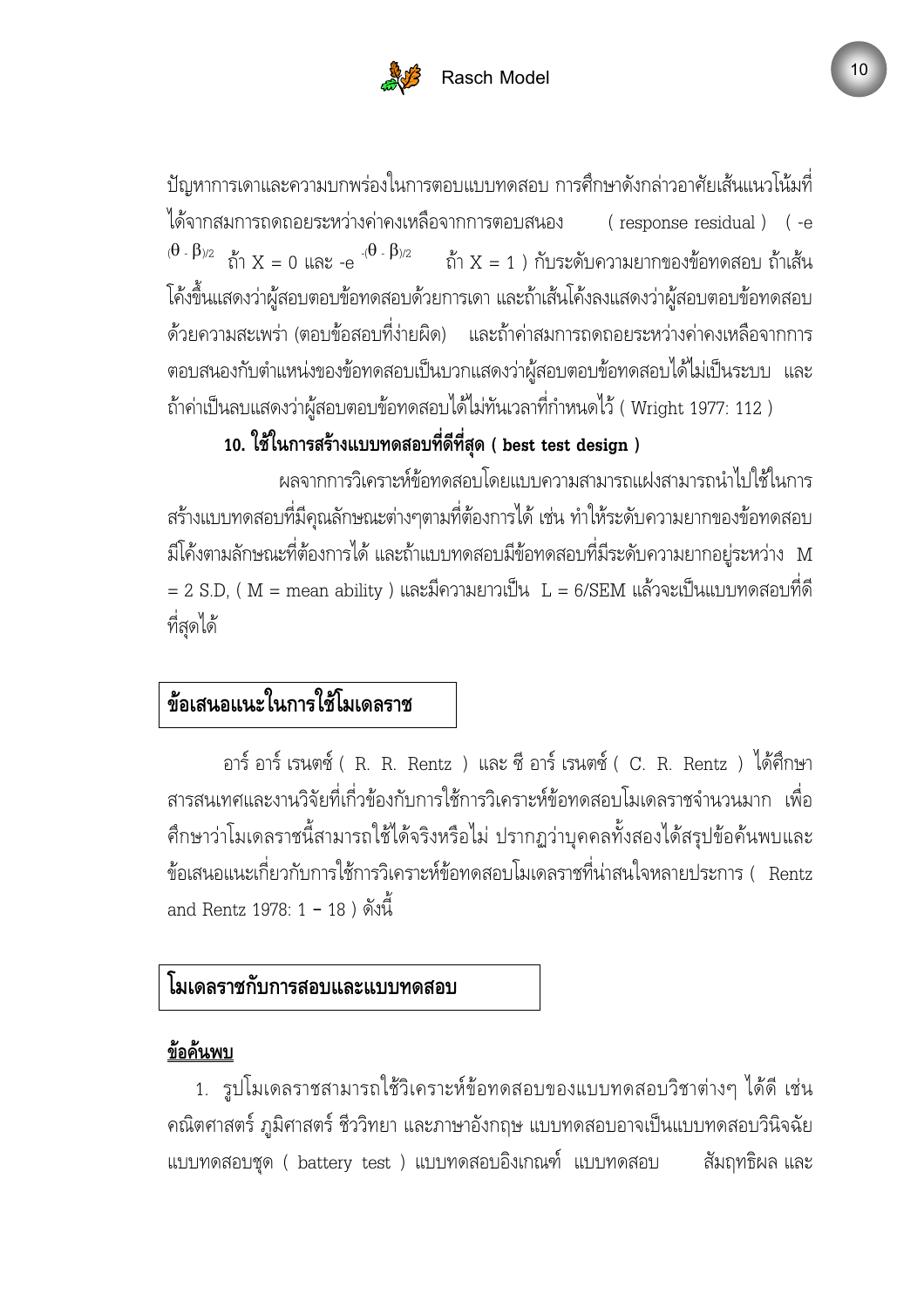ปัญหาการเดาและความบกพร่องในการตอบแบบทดสอบ การศึกษาดังกล่าวอาศัยเส้นแนวโน้มที่ได้จากสมการถดถอยระหว่างค่าคงเหลือจากการตอบสนอง ( response residual ) ( $-e^{(\theta - \beta)/2}$ ถ้า X = 0 และ $-e^{-(\theta - \beta)/2}$ ถ้า X = 1 ) กับระดับความยากของข้อทดสอบ ถ้าเส้นโค้งขึ้นแสดงว่าผู้สอบตอบข้อทดสอบด้วยการเดา และถ้าเส้นโค้งลงแสดงว่าผู้สอบตอบข้อทดสอบด้วยความสะเพร่า (ตอบข้อสอบที่ง่ายผิด) และถ้าค่าสมการถดถอยระหว่างค่าคงเหลือจากการตอบสนองกับตำแหน่งของข้อทดสอบเป็นบวกแสดงว่าผู้สอบตอบข้อทดสอบได้ไม่เป็นระบบ และถ้าค่าเป็นลบแสดงว่าผู้สอบตอบข้อทดสอบได้ไม่ทันเวลาที่กำหนดไว้ ( Wright 1977: 112 )

**10. ใช้ในการสร้างแบบทดสอบที่ดีที่สุด ( best test design )**

ผลจากการวิเคราะห์ข้อทดสอบโดยแบบความสามารถแฝงสามารถนำไปใช้ในการสร้างแบบทดสอบที่มีคุณลักษณะต่างๆตามที่ต้องการได้ เช่น ทำให้ระดับความยากของข้อทดสอบมีโค้งตามลักษณะที่ต้องการได้ และถ้าแบบทดสอบมีข้อทดสอบที่มีระดับความยากอยู่ระหว่าง M = 2 S.D, ( M = mean ability ) และมีความยาวเป็น L = 6/SEM แล้วจะเป็นแบบทดสอบที่ดีที่สุดได้

## ข้อเสนอแนะในการใช้โมเดลราช

อาร์ อาร์ เรนตซ์ ( R. R. Rentz ) และ ซี อาร์ เรนตซ์ ( C. R. Rentz ) ได้ศึกษาสารสนเทศและงานวิจัยที่เกี่ยวข้องกับการใช้การวิเคราะห์ข้อทดสอบโมเดลราชจำนวนมาก เพื่อศึกษาว่าโมเดลราชนี้สามารถใช้ได้จริงหรือไม่ ปรากฏว่าบุคคลทั้งสองได้สรุปข้อค้นพบและข้อเสนอแนะเกี่ยวกับการใช้การวิเคราะห์ข้อทดสอบโมเดลราชที่น่าสนใจหลายประการ ( Rentz and Rentz 1978: 1 – 18 ) ดังนี้

## โมเดลราชกับการสอบและแบบทดสอบ

**ข้อค้นพบ**

1. รูปโมเดลราชสามารถใช้วิเคราะห์ข้อทดสอบของแบบทดสอบวิชาต่างๆ ได้ดี เช่น คณิตศาสตร์ ภูมิศาสตร์ ชีววิทยา และภาษาอังกฤษ แบบทดสอบอาจเป็นแบบทดสอบวินิจฉัย แบบทดสอบชุด ( battery test ) แบบทดสอบอิงเกณฑ์ แบบทดสอบ สัมฤทธิผล และ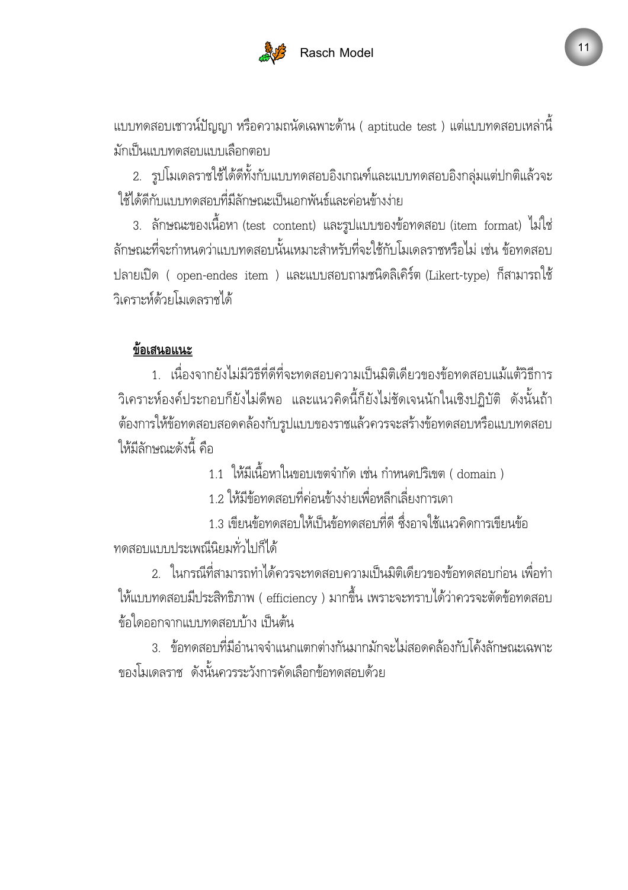แบบทดสอบเชาวน์ปัญญา หรือความถนัดเฉพาะด้าน ( aptitude test ) แต่แบบทดสอบเหล่านี้มักเป็นแบบทดสอบแบบเลือกตอบ

2. รูปโมเดลราชใช้ได้ดีทั้งกับแบบทดสอบอิงเกณฑ์และแบบทดสอบอิงกลุ่มแต่ปกติแล้วจะใช้ได้ดีกับแบบทดสอบที่มีลักษณะเป็นเอกพันธ์และค่อนข้างง่าย

3. ลักษณะของเนื้อหา (test content) และรูปแบบของข้อทดสอบ (item format) ไม่ใช่ลักษณะที่จะกำหนดว่าแบบทดสอบนั้นเหมาะสำหรับที่จะใช้กับโมเดลราชหรือไม่ เช่น ข้อทดสอบปลายเปิด ( open-endes item ) และแบบสอบถามชนิดลิเคิร์ต (Likert-type) ก็สามารถใช้วิเคราะห์ด้วยโมเดลราชได้

**<u>ข้อเสนอแนะ</u>**

1. เนื่องจากยังไม่มีวิธีที่ดีที่จะทดสอบความเป็นมิติเดียวของข้อทดสอบแม้แต่วิธีการวิเคราะห์องค์ประกอบก็ยังไม่ดีพอ และแนวคิดนี้ก็ยังไม่ชัดเจนนักในเชิงปฏิบัติ ดังนั้นถ้าต้องการให้ข้อทดสอบสอดคล้องกับรูปแบบของราชแล้วควรจะสร้างข้อทดสอบหรือแบบทดสอบให้มีลักษณะดังนี้ คือ

1.1 ให้มีเนื้อหาในขอบเขตจำกัด เช่น กำหนดปริเขต ( domain )

1.2 ให้มีข้อทดสอบที่ค่อนข้างง่ายเพื่อหลีกเลี่ยงการเดา

1.3 เขียนข้อทดสอบให้เป็นข้อทดสอบที่ดี ซึ่งอาจใช้แนวคิดการเขียนข้อทดสอบแบบประเพณีนิยมทั่วไปก็ได้

2. ในกรณีที่สามารถทำได้ควรจะทดสอบความเป็นมิติเดียวของข้อทดสอบก่อน เพื่อทำให้แบบทดสอบมีประสิทธิภาพ ( efficiency ) มากขึ้น เพราะจะทราบได้ว่าควรจะตัดข้อทดสอบข้อใดออกจากแบบทดสอบบ้าง เป็นต้น

3. ข้อทดสอบที่มีอำนาจจำแนกแตกต่างกันมากมักจะไม่สอดคล้องกับโค้งลักษณะเฉพาะของโมเดลราช ดังนั้นควรระวังการคัดเลือกข้อทดสอบด้วย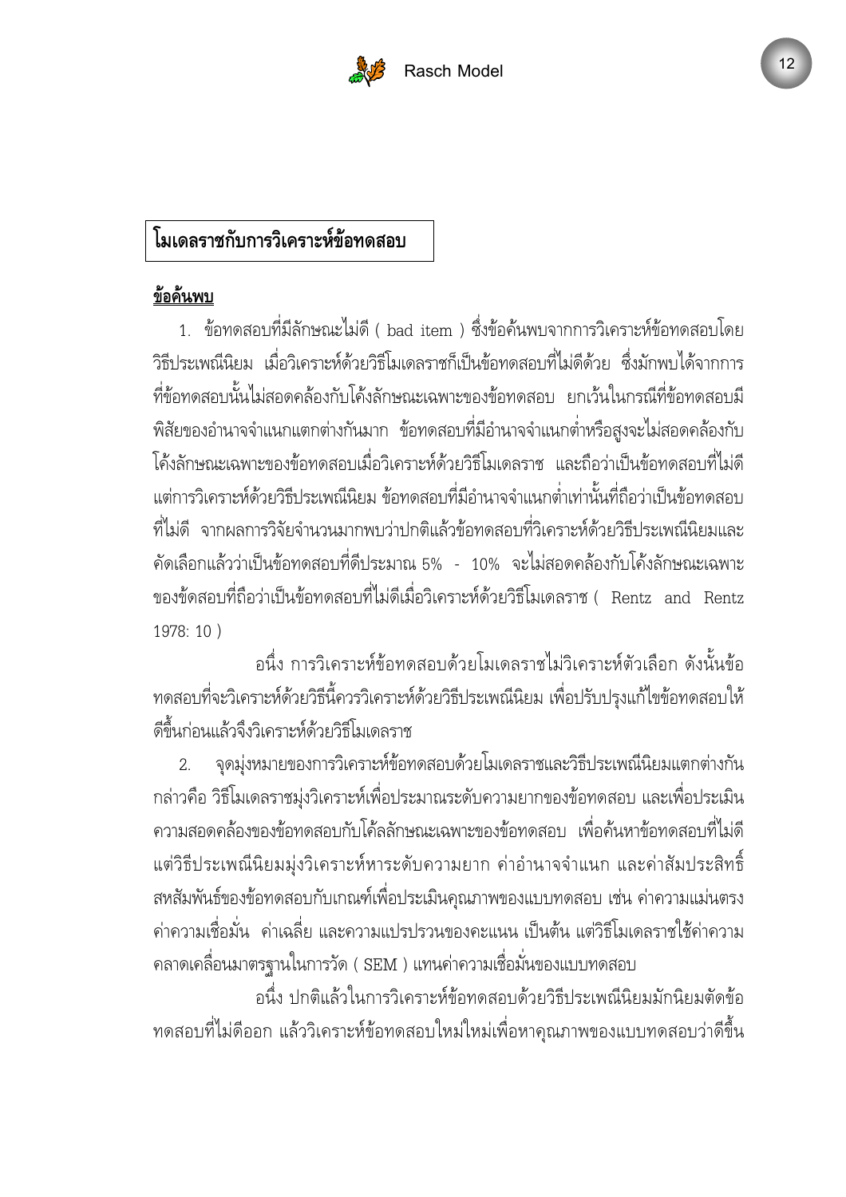## โมเดลราชกับการวิเคราะห์ข้อทดสอบ

**ข้อค้นพบ**

1. ข้อทดสอบที่มีลักษณะไม่ดี ( bad item ) ซึ่งข้อค้นพบจากการวิเคราะห์ข้อทดสอบโดยวิธีประเพณีนิยม เมื่อวิเคราะห์ด้วยวิธีโมเดลราชก็เป็นข้อทดสอบที่ไม่ดีด้วย ซึ่งมักพบได้จากการที่ข้อทดสอบนั้นไม่สอดคล้องกับโค้งลักษณะเฉพาะของข้อทดสอบ ยกเว้นในกรณีที่ข้อทดสอบมีพิสัยของอำนาจจำแนกแตกต่างกันมาก ข้อทดสอบที่มีอำนาจจำแนกต่ำหรือสูงจะไม่สอดคล้องกับโค้งลักษณะเฉพาะของข้อทดสอบเมื่อวิเคราะห์ด้วยวิธีโมเดลราช และถือว่าเป็นข้อทดสอบที่ไม่ดี แต่การวิเคราะห์ด้วยวิธีประเพณีนิยม ข้อทดสอบที่มีอำนาจจำแนกต่ำเท่านั้นที่ถือว่าเป็นข้อทดสอบที่ไม่ดี จากผลการวิจัยจำนวนมากพบว่าปกติแล้วข้อทดสอบที่วิเคราะห์ด้วยวิธีประเพณีนิยมและคัดเลือกแล้วว่าเป็นข้อทดสอบที่ดีประมาณ 5% - 10% จะไม่สอดคล้องกับโค้งลักษณะเฉพาะของข้อสอบที่ถือว่าเป็นข้อทดสอบที่ไม่ดีเมื่อวิเคราะห์ด้วยวิธีโมเดลราช ( Rentz and Rentz 1978: 10 )

อนึ่ง การวิเคราะห์ข้อทดสอบด้วยโมเดลราชไม่วิเคราะห์ตัวเลือก ดังนั้นข้อทดสอบที่จะวิเคราะห์ด้วยวิธีนี้ควรวิเคราะห์ด้วยวิธีประเพณีนิยม เพื่อปรับปรุงแก้ไขข้อทดสอบให้ดีขึ้นก่อนแล้วจึงวิเคราะห์ด้วยวิธีโมเดลราช

2. จุดมุ่งหมายของการวิเคราะห์ข้อทดสอบด้วยโมเดลราชและวิธีประเพณีนิยมแตกต่างกัน กล่าวคือ วิธีโมเดลราชมุ่งวิเคราะห์เพื่อประมาณระดับความยากของข้อทดสอบ และเพื่อประเมินความสอดคล้องของข้อทดสอบกับโค้ลลักษณะเฉพาะของข้อทดสอบ เพื่อค้นหาข้อทดสอบที่ไม่ดี แต่วิธีประเพณีนิยมมุ่งวิเคราะห์หาระดับความยาก ค่าอำนาจจำแนก และค่าสัมประสิทธิ์สหสัมพันธ์ของข้อทดสอบกับเกณฑ์เพื่อประเมินคุณภาพของแบบทดสอบ เช่น ค่าความแม่นตรง ค่าความเชื่อมั่น ค่าเฉลี่ย และความแปรปรวนของคะแนน เป็นต้น แต่วิธีโมเดลราชใช้ค่าความคลาดเคลื่อนมาตรฐานในการวัด ( SEM ) แทนค่าความเชื่อมั่นของแบบทดสอบ

อนึ่ง ปกติแล้วในการวิเคราะห์ข้อทดสอบด้วยวิธีประเพณีนิยมมักนิยมตัดข้อทดสอบที่ไม่ดีออก แล้ววิเคราะห์ข้อทดสอบใหม่ใหม่เพื่อหาคุณภาพของแบบทดสอบว่าดีขึ้น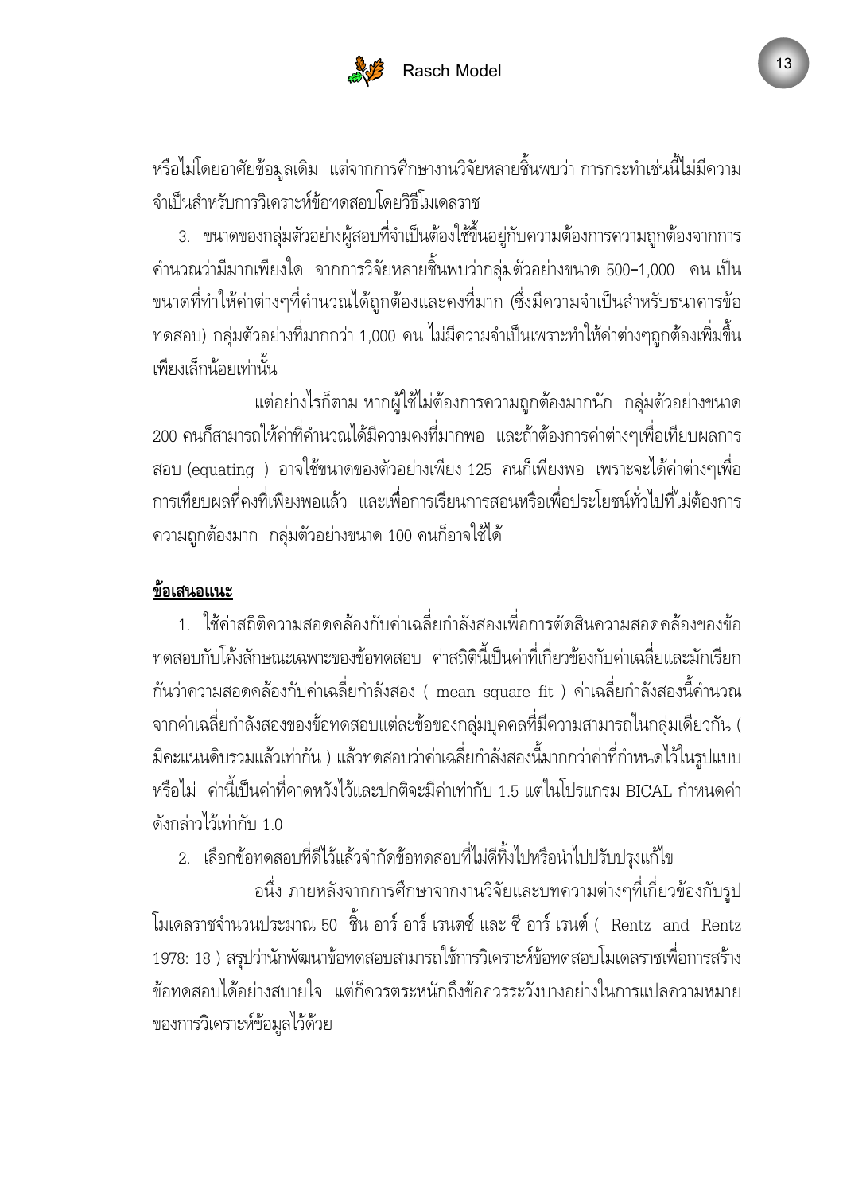หรือไม่โดยอาศัยข้อมูลเดิม แต่จากการศึกษางานวิจัยหลายชิ้นพบว่า การกระทำเช่นนี้ไม่มีความจำเป็นสำหรับการวิเคราะห์ข้อทดสอบโดยวิธีโมเดลราช

3. ขนาดของกลุ่มตัวอย่างผู้สอบที่จำเป็นต้องใช้ขึ้นอยู่กับความต้องการความถูกต้องจากการคำนวณว่ามีมากเพียงใด จากการวิจัยหลายชิ้นพบว่ากลุ่มตัวอย่างขนาด 500–1,000 คน เป็นขนาดที่ทำให้ค่าต่างๆที่คำนวณได้ถูกต้องและคงที่มาก (ซึ่งมีความจำเป็นสำหรับธนาคารข้อทดสอบ) กลุ่มตัวอย่างที่มากกว่า 1,000 คน ไม่มีความจำเป็นเพราะทำให้ค่าต่างๆถูกต้องเพิ่มขึ้นเพียงเล็กน้อยเท่านั้น

แต่อย่างไรก็ตาม หากผู้ใช้ไม่ต้องการความถูกต้องมากนัก กลุ่มตัวอย่างขนาด 200 คนก็สามารถให้ค่าที่คำนวณได้มีความคงที่มากพอ และถ้าต้องการค่าต่างๆเพื่อเทียบผลการสอบ (equating ) อาจใช้ขนาดของตัวอย่างเพียง 125 คนก็เพียงพอ เพราะจะได้ค่าต่างๆเพื่อการเทียบผลที่คงที่เพียงพอแล้ว และเพื่อการเรียนการสอนหรือเพื่อประโยชน์ทั่วไปที่ไม่ต้องการความถูกต้องมาก กลุ่มตัวอย่างขนาด 100 คนก็อาจใช้ได้

**<u>ข้อเสนอแนะ</u>**

1. ใช้ค่าสถิติความสอดคล้องกับค่าเฉลี่ยกำลังสองเพื่อการตัดสินความสอดคล้องของข้อทดสอบกับโค้งลักษณะเฉพาะของข้อทดสอบ ค่าสถิตินี้เป็นค่าที่เกี่ยวข้องกับค่าเฉลี่ยและมักเรียกกันว่าความสอดคล้องกับค่าเฉลี่ยกำลังสอง ( mean square fit ) ค่าเฉลี่ยกำลังสองนี้คำนวณจากค่าเฉลี่ยกำลังสองของข้อทดสอบแต่ละข้อของกลุ่มบุคคลที่มีความสามารถในกลุ่มเดียวกัน ( มีคะแนนดิบรวมแล้วเท่ากัน ) แล้วทดสอบว่าค่าเฉลี่ยกำลังสองนี้มากกว่าค่าที่กำหนดไว้ในรูปแบบหรือไม่ ค่านี้เป็นค่าที่คาดหวังไว้และปกติจะมีค่าเท่ากับ 1.5 แต่ในโปรแกรม BICAL กำหนดค่าดังกล่าวไว้เท่ากับ 1.0

2. เลือกข้อทดสอบที่ดีไว้แล้วจำกัดข้อทดสอบที่ไม่ดีทิ้งไปหรือนำไปปรับปรุงแก้ไข

อนึ่ง ภายหลังจากการศึกษาจากงานวิจัยและบทความต่างๆที่เกี่ยวข้องกับรูปโมเดลราชจำนวนประมาณ 50 ชิ้น อาร์ อาร์ เรนตซ์ และ ซี อาร์ เรนต์ ( Rentz and Rentz 1978: 18 ) สรุปว่านักพัฒนาข้อทดสอบสามารถใช้การวิเคราะห์ข้อทดสอบโมเดลราชเพื่อการสร้างข้อทดสอบได้อย่างสบายใจ แต่ก็ควรตระหนักถึงข้อควรระวังบางอย่างในการแปลความหมายของการวิเคราะห์ข้อมูลไว้ด้วย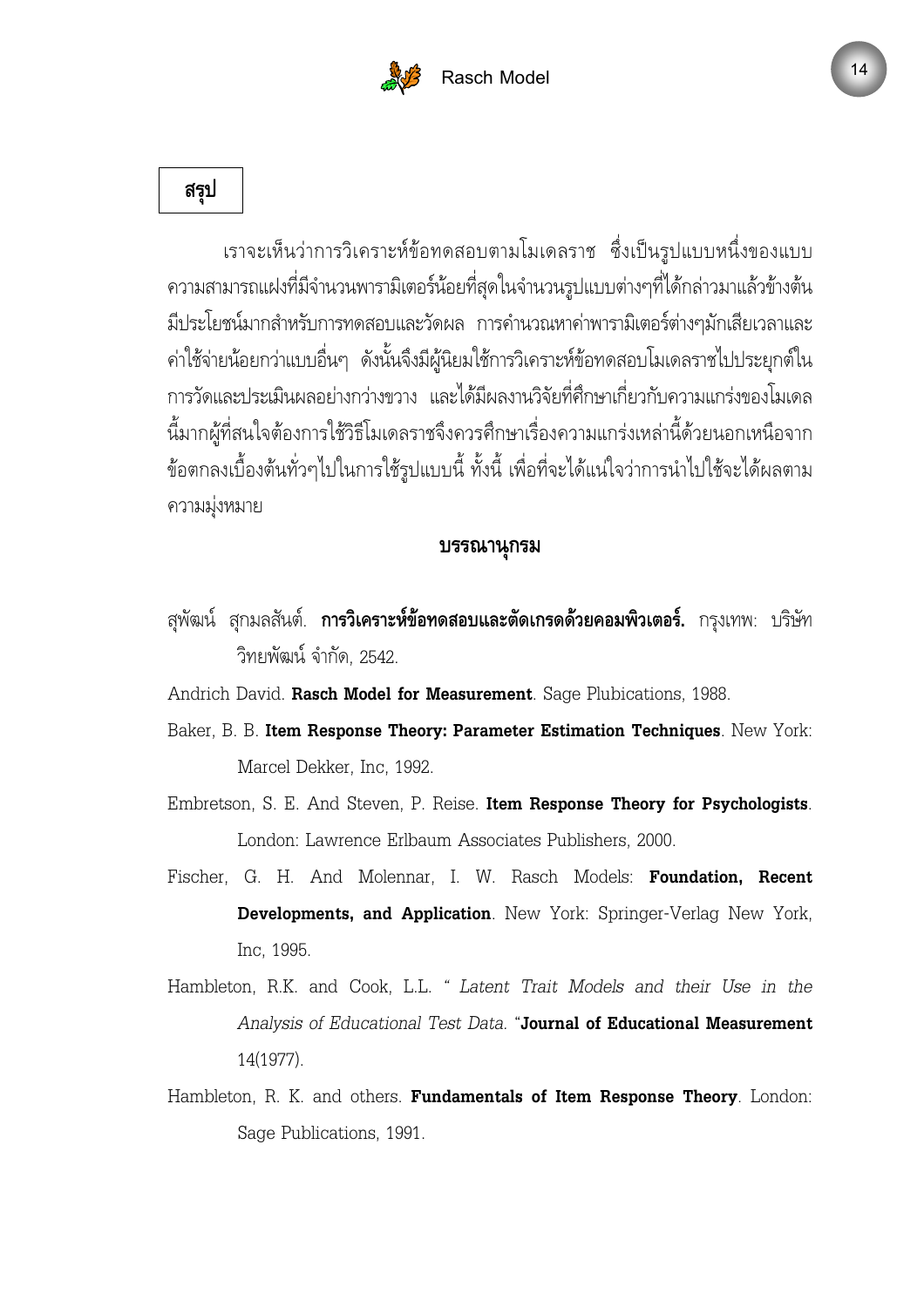## สรุป

เราจะเห็นว่าการวิเคราะห์ข้อทดสอบตามโมเดลราช ซึ่งเป็นรูปแบบหนึ่งของแบบความสามารถแฝงที่มีจำนวนพารามิเตอร์น้อยที่สุดในจำนวนรูปแบบต่างๆที่ได้กล่าวมาแล้วข้างต้น มีประโยชน์มากสำหรับการทดสอบและวัดผล การคำนวณหาค่าพารามิเตอร์ต่างๆมักเสียเวลาและค่าใช้จ่ายน้อยกว่าแบบอื่นๆ ดังนั้นจึงมีผู้นิยมใช้การวิเคราะห์ข้อทดสอบโมเดลราชไปประยุกต์ในการวัดและประเมินผลอย่างกว้างขวาง และได้มีผลงานวิจัยที่ศึกษาเกี่ยวกับความแกร่งของโมเดลนี้มากผู้ที่สนใจต้องการใช้วิธีโมเดลราชจึงควรศึกษาเรื่องความแกร่งเหล่านี้ด้วยนอกเหนือจากข้อตกลงเบื้องต้นทั่วๆไปในการใช้รูปแบบนี้ ทั้งนี้ เพื่อที่จะได้แน่ใจว่าการนำไปใช้จะได้ผลตามความมุ่งหมาย

## บรรณานุกรม

สุพัฒน์ สุกมลสันต์. **การวิเคราะห์ข้อทดสอบและตัดเกรดด้วยคอมพิวเตอร์.** กรุงเทพ: บริษัท วิทยพัฒน์ จำกัด, 2542.

Andrich David. **Rasch Model for Measurement**. Sage Plubications, 1988.

Baker, B. B. **Item Response Theory: Parameter Estimation Techniques**. New York: Marcel Dekker, Inc, 1992.

Embretson, S. E. And Steven, P. Reise. **Item Response Theory for Psychologists**. London: Lawrence Erlbaum Associates Publishers, 2000.

Fischer, G. H. And Molennar, I. W. Rasch Models: **Foundation, Recent Developments, and Application**. New York: Springer-Verlag New York, Inc, 1995.

Hambleton, R.K. and Cook, L.L. " *Latent Trait Models and their Use in the Analysis of Educational Test Data.* "**Journal of Educational Measurement** 14(1977).

Hambleton, R. K. and others. **Fundamentals of Item Response Theory**. London: Sage Publications, 1991.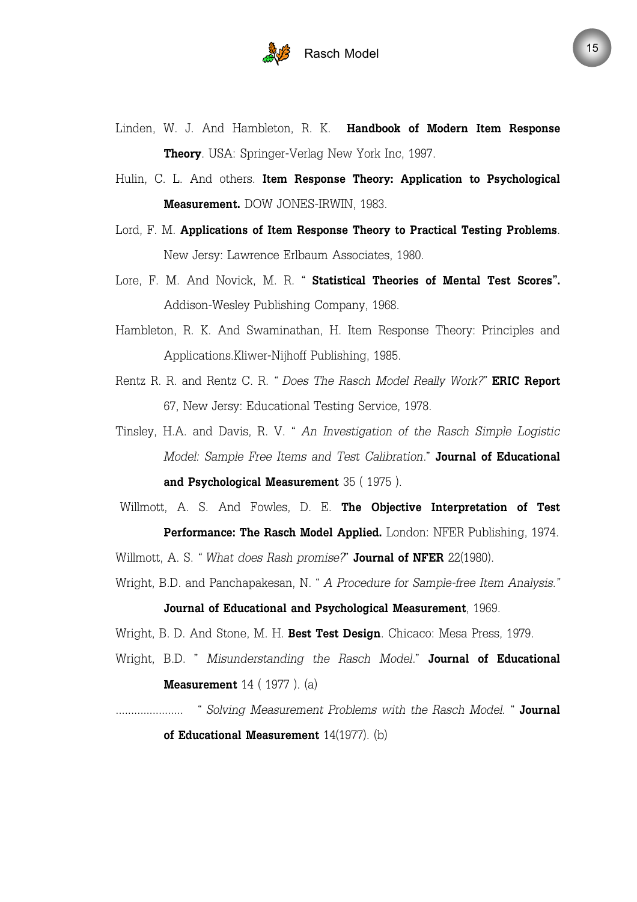Linden, W. J. And Hambleton, R. K. **Handbook of Modern Item Response Theory**. USA: Springer-Verlag New York Inc, 1997.

Hulin, C. L. And others. **Item Response Theory: Application to Psychological Measurement.** DOW JONES-IRWIN, 1983.

Lord, F. M. **Applications of Item Response Theory to Practical Testing Problems**. New Jersy: Lawrence Erlbaum Associates, 1980.

Lore, F. M. And Novick, M. R. " **Statistical Theories of Mental Test Scores".** Addison-Wesley Publishing Company, 1968.

Hambleton, R. K. And Swaminathan, H. Item Response Theory: Principles and Applications.Kliwer-Nijhoff Publishing, 1985.

Rentz R. R. and Rentz C. R. " *Does The Rasch Model Really Work?*" **ERIC Report** 67, New Jersy: Educational Testing Service, 1978.

Tinsley, H.A. and Davis, R. V. " *An Investigation of the Rasch Simple Logistic Model: Sample Free Items and Test Calibration*." **Journal of Educational and Psychological Measurement** 35 ( 1975 ).

Willmott, A. S. And Fowles, D. E. **The Objective Interpretation of Test Performance: The Rasch Model Applied.** London: NFER Publishing, 1974.

Willmott, A. S. " *What does Rash promise?*" **Journal of NFER** 22(1980).

Wright, B.D. and Panchapakesan, N. " *A Procedure for Sample-free Item Analysis."* **Journal of Educational and Psychological Measurement**, 1969.

Wright, B. D. And Stone, M. H. **Best Test Design**. Chicaco: Mesa Press, 1979.

Wright, B.D. " *Misunderstanding the Rasch Model*." **Journal of Educational Measurement** 14 ( 1977 ). (a)

...................... " *Solving Measurement Problems with the Rasch Model.* " **Journal of Educational Measurement** 14(1977). (b)